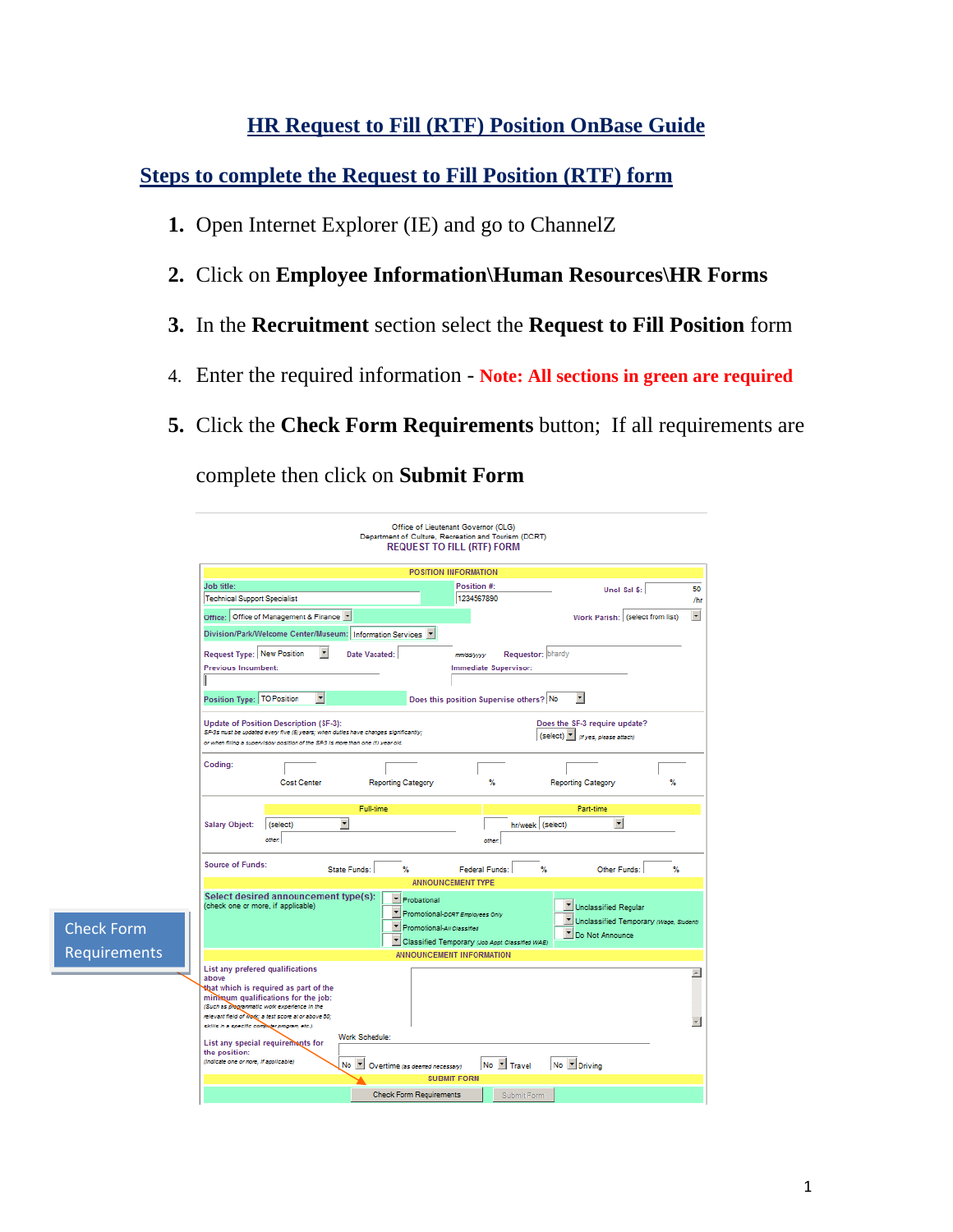# HR Request to Fill (RTF) Position OnBase Guide

## Steps to complete the Request to Fill Position (RTF) form

1. Open Internet Explorer (IE) and go to ChannelZ
2. Click on **Employee Information\Human Resources\HR Forms**
3. In the **Recruitment** section select the **Request to Fill Position** form
4. Enter the required information - **Note: All sections in green are required**
5. Click the **Check Form Requirements** button; If all requirements are complete then click on **Submit Form**

Office of Lieutenant Governor (OLG)
Department of Culture, Recreation and Tourism (DCRT)
REQUEST TO FILL (RTF) FORM

POSITION INFORMATION

Job title: Technical Support Specialist | Position #: 1234567890 | Uncl Sal $: 50 /hr

Office: Office of Management & Finance | Work Parish: (select from list)

Division/Park/Welcome Center/Museum: Information Services

Request Type: New Position | Date Vacated: mm/dd/yyyy | Requestor: bhardy

Previous Incumbent: | Immediate Supervisor:

Position Type: TO Position | Does this position Supervise others? No

Update of Position Description (SF-3):
*SF-3s must be updated every five (5) years; when duties have changes significantly; or when filling a supervisory position of the SF3 is more than one (1) year old*

Does the SF-3 require update? (select) *If yes, please attach*

Coding: Cost Center | Reporting Category | % | Reporting Category | %

Salary Object: Full-time (select) other: | Part-time hr/week (select) other:

Source of Funds: State Funds: % | Federal Funds: % | Other Funds: %

ANNOUNCEMENT TYPE

Select desired announcement type(s): (check one or more, if applicable)
- Probational
- Promotional-*DCRT Employees Only*
- Promotional-*All Classified*
- Classified Temporary *Job Appt Classified WAE*
- Unclassified Regular
- Unclassified Temporary *(Wage, Student)*
- Do Not Announce

ANNOUNCEMENT INFORMATION

List any prefered qualifications above that which is required as part of the minimum qualifications for the job: *(Such as programmatic work experience in the relevant field of work; a test score at or above 80; skills in a specific computer program, etc.)*

List any special requirements for the position: *(indicate one or more, if applicable)*

Work Schedule:

No Overtime *(as deemed necessary)* | No Travel | No Driving

SUBMIT FORM

Check Form Requirements | Submit Form

Check Form Requirements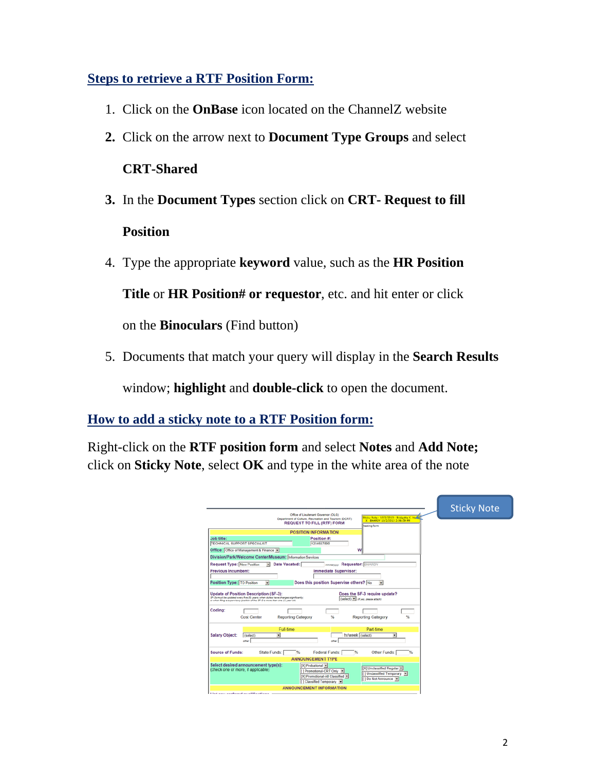## Steps to retrieve a RTF Position Form:

1. Click on the **OnBase** icon located on the ChannelZ website
2. Click on the arrow next to **Document Type Groups** and select **CRT-Shared**
3. In the **Document Types** section click on **CRT- Request to fill Position**
4. Type the appropriate **keyword** value, such as the **HR Position Title** or **HR Position# or requestor**, etc. and hit enter or click on the **Binoculars** (Find button)
5. Documents that match your query will display in the **Search Results** window; **highlight** and **double-click** to open the document.

## How to add a sticky note to a RTF Position form:

Right-click on the **RTF position form** and select **Notes** and **Add Note;** click on **Sticky Note**, select **OK** and type in the white area of the note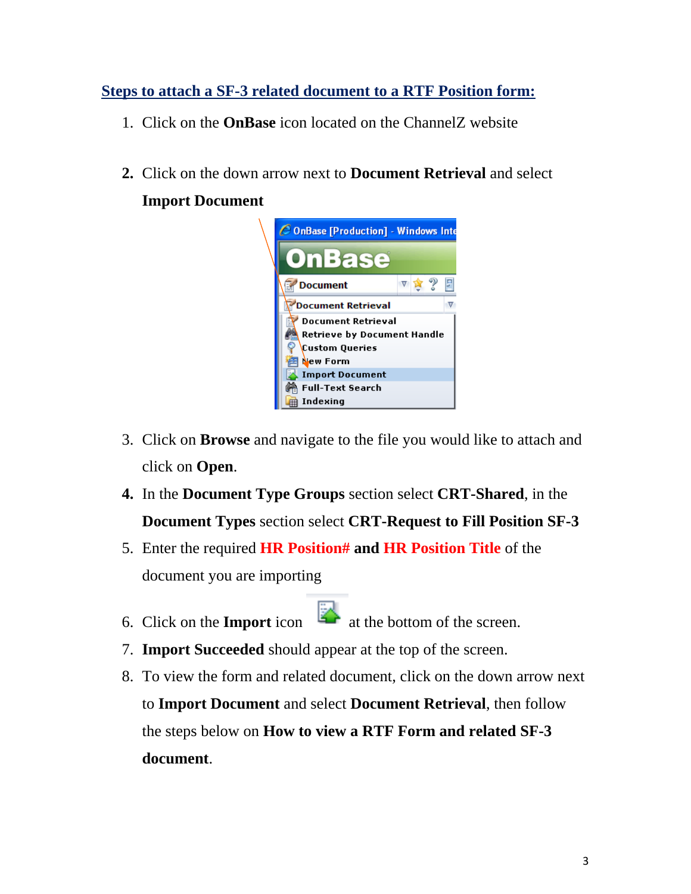**Steps to attach a SF-3 related document to a RTF Position form:**

1. Click on the **OnBase** icon located on the ChannelZ website

2. Click on the down arrow next to **Document Retrieval** and select **Import Document**

3. Click on **Browse** and navigate to the file you would like to attach and click on **Open**.
4. In the **Document Type Groups** section select **CRT-Shared**, in the **Document Types** section select **CRT-Request to Fill Position SF-3**
5. Enter the required **HR Position#** **and** **HR Position Title** of the document you are importing
6. Click on the **Import** icon at the bottom of the screen.
7. **Import Succeeded** should appear at the top of the screen.
8. To view the form and related document, click on the down arrow next to **Import Document** and select **Document Retrieval**, then follow the steps below on **How to view a RTF Form and related SF-3 document**.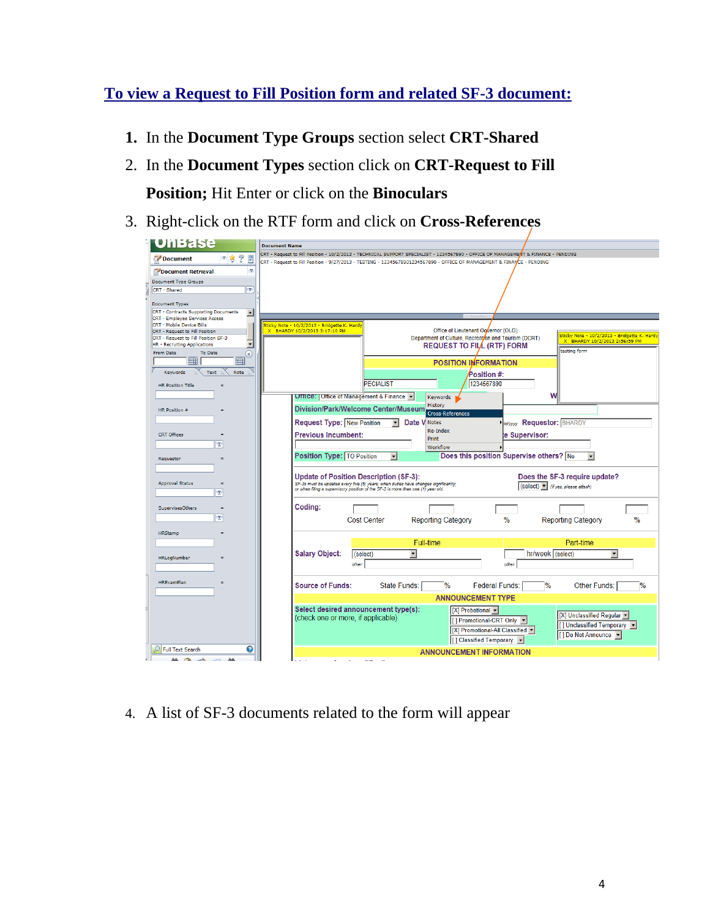# To view a Request to Fill Position form and related SF-3 document:

1. In the **Document Type Groups** section select **CRT-Shared**
2. In the **Document Types** section click on **CRT-Request to Fill Position;** Hit Enter or click on the **Binoculars**
3. Right-click on the RTF form and click on **Cross-References**
4. A list of SF-3 documents related to the form will appear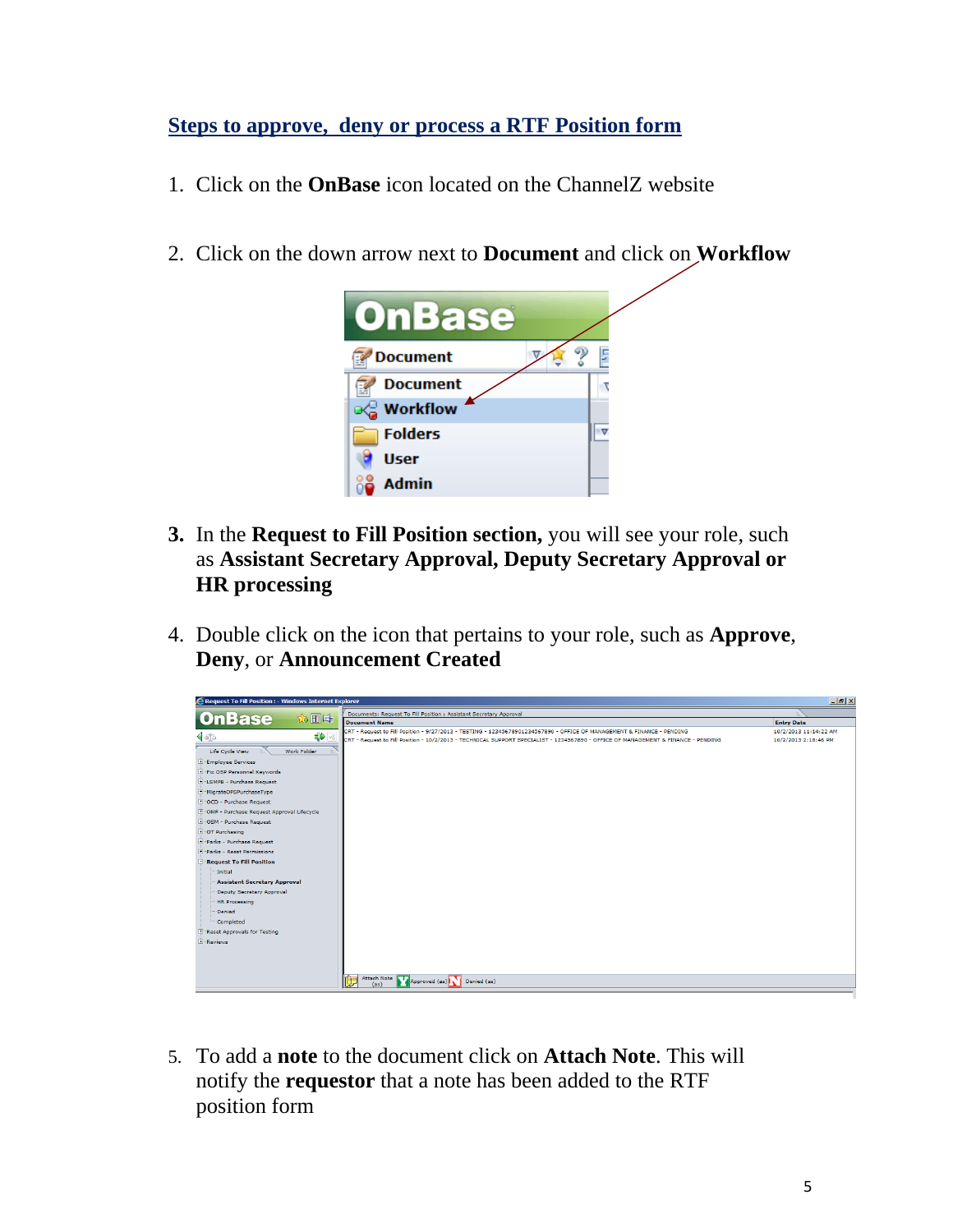## Steps to approve, deny or process a RTF Position form

1. Click on the **OnBase** icon located on the ChannelZ website

2. Click on the down arrow next to **Document** and click on **Workflow**

3. In the **Request to Fill Position section,** you will see your role, such as **Assistant Secretary Approval, Deputy Secretary Approval or HR processing**

4. Double click on the icon that pertains to your role, such as **Approve**, **Deny**, or **Announcement Created**

5. To add a **note** to the document click on **Attach Note**. This will notify the **requestor** that a note has been added to the RTF position form